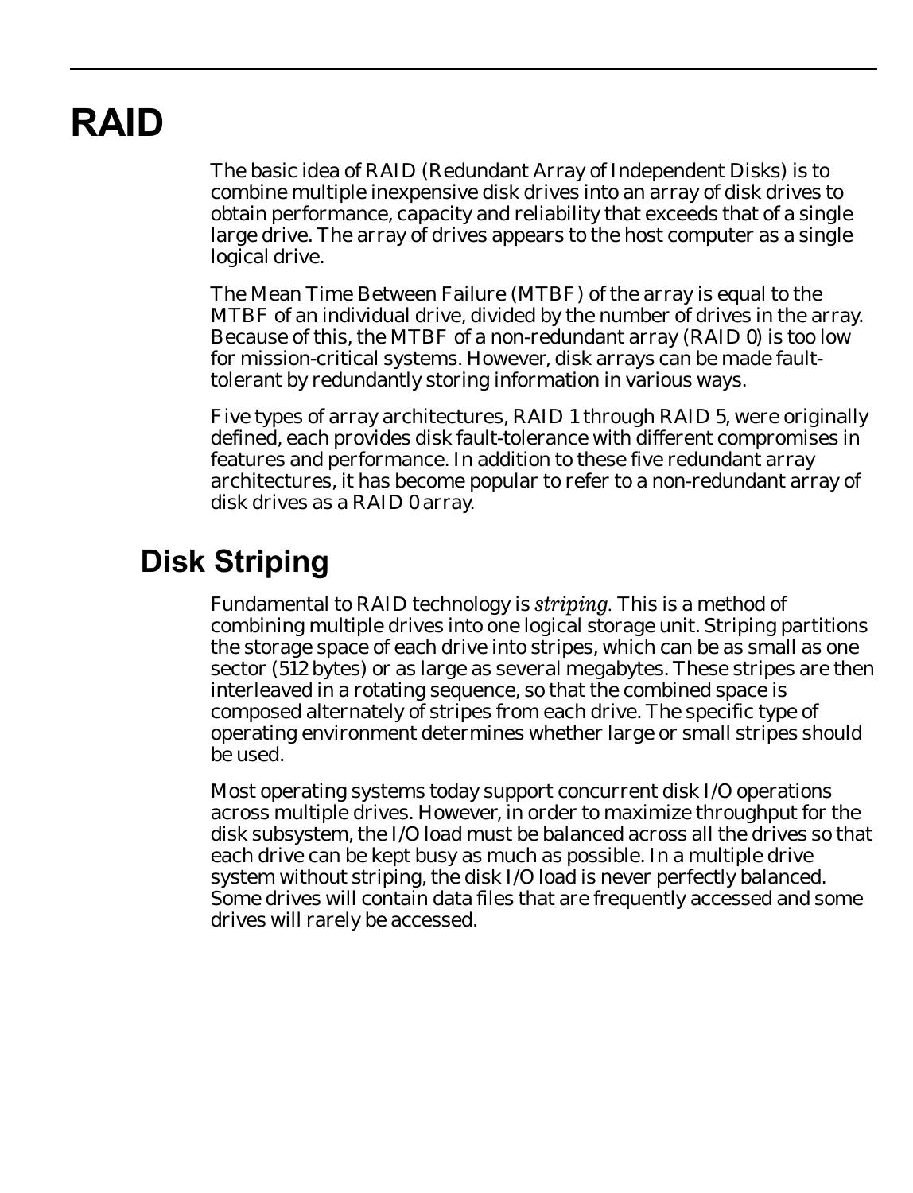# RAID

The basic idea of RAID (Redundant Array of Independent Disks) is to combine multiple inexpensive disk drives into an array of disk drives to obtain performance, capacity and reliability that exceeds that of a single large drive. The array of drives appears to the host computer as a single logical drive.

The Mean Time Between Failure (MTBF) of the array is equal to the MTBF of an individual drive, divided by the number of drives in the array. Because of this, the MTBF of a non-redundant array (RAID 0) is too low for mission-critical systems. However, disk arrays can be made fault-tolerant by redundantly storing information in various ways.

Five types of array architectures, RAID 1 through RAID 5, were originally defined, each provides disk fault-tolerance with different compromises in features and performance. In addition to these five redundant array architectures, it has become popular to refer to a non-redundant array of disk drives as a RAID 0 array.

## Disk Striping

Fundamental to RAID technology is *striping*. This is a method of combining multiple drives into one logical storage unit. Striping partitions the storage space of each drive into stripes, which can be as small as one sector (512 bytes) or as large as several megabytes. These stripes are then interleaved in a rotating sequence, so that the combined space is composed alternately of stripes from each drive. The specific type of operating environment determines whether large or small stripes should be used.

Most operating systems today support concurrent disk I/O operations across multiple drives. However, in order to maximize throughput for the disk subsystem, the I/O load must be balanced across all the drives so that each drive can be kept busy as much as possible. In a multiple drive system without striping, the disk I/O load is never perfectly balanced. Some drives will contain data files that are frequently accessed and some drives will rarely be accessed.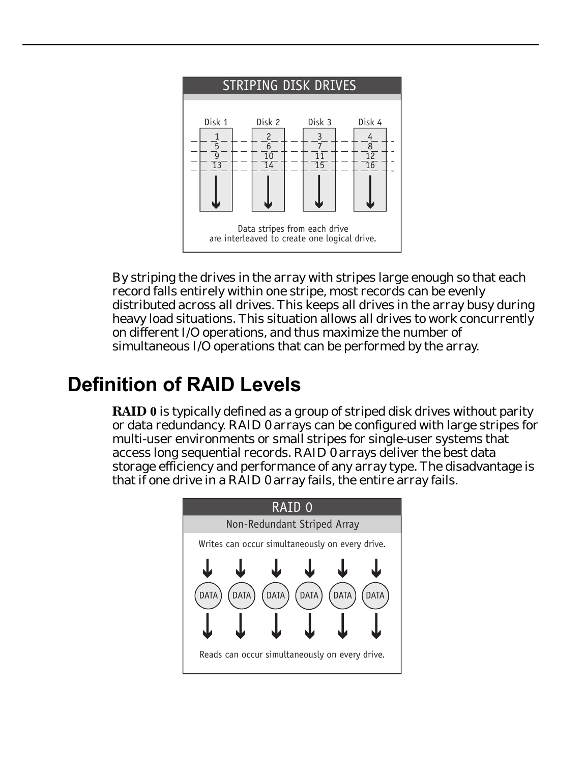STRIPING DISK DRIVES

| Disk 1 | Disk 2 | Disk 3 | Disk 4 |
| --- | --- | --- | --- |
| 1 | 2 | 3 | 4 |
| 5 | 6 | 7 | 8 |
| 9 | 10 | 11 | 12 |
| 13 | 14 | 15 | 16 |

Data stripes from each drive are interleaved to create one logical drive.

By striping the drives in the array with stripes large enough so that each record falls entirely within one stripe, most records can be evenly distributed across all drives. This keeps all drives in the array busy during heavy load situations. This situation allows all drives to work concurrently on different I/O operations, and thus maximize the number of simultaneous I/O operations that can be performed by the array.

## Definition of RAID Levels

**RAID 0** is typically defined as a group of striped disk drives without parity or data redundancy. RAID 0 arrays can be configured with large stripes for multi-user environments or small stripes for single-user systems that access long sequential records. RAID 0 arrays deliver the best data storage efficiency and performance of any array type. The disadvantage is that if one drive in a RAID 0 array fails, the entire array fails.

RAID 0

Non-Redundant Striped Array

Writes can occur simultaneously on every drive.

DATA DATA DATA DATA DATA DATA

Reads can occur simultaneously on every drive.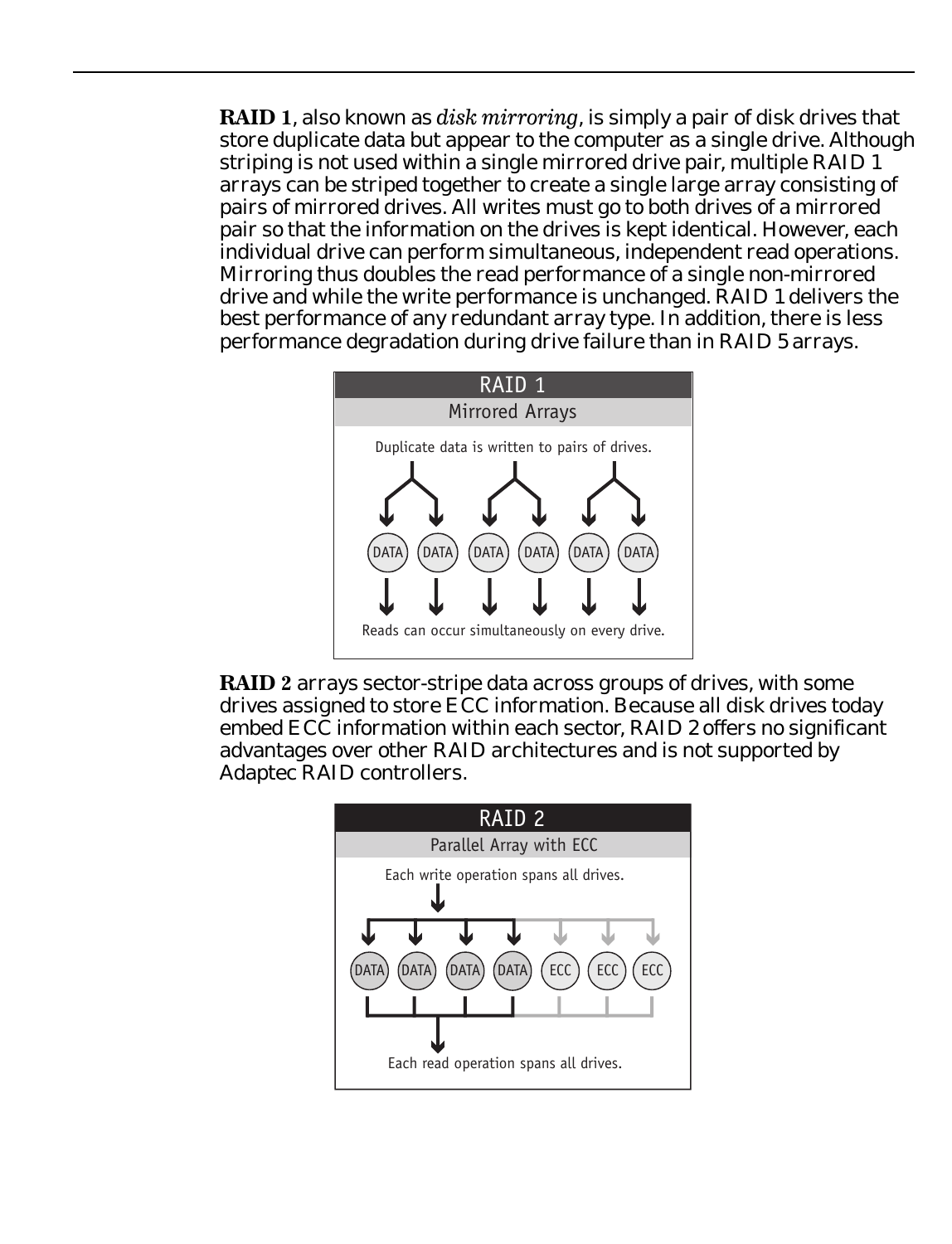**RAID 1**, also known as *disk mirroring*, is simply a pair of disk drives that store duplicate data but appear to the computer as a single drive. Although striping is not used within a single mirrored drive pair, multiple RAID 1 arrays can be striped together to create a single large array consisting of pairs of mirrored drives. All writes must go to both drives of a mirrored pair so that the information on the drives is kept identical. However, each individual drive can perform simultaneous, independent read operations. Mirroring thus doubles the read performance of a single non-mirrored drive and while the write performance is unchanged. RAID 1 delivers the best performance of any redundant array type. In addition, there is less performance degradation during drive failure than in RAID 5 arrays.

RAID 1

Mirrored Arrays

Duplicate data is written to pairs of drives.

DATA DATA DATA DATA DATA DATA

Reads can occur simultaneously on every drive.

**RAID 2** arrays sector-stripe data across groups of drives, with some drives assigned to store ECC information. Because all disk drives today embed ECC information within each sector, RAID 2 offers no significant advantages over other RAID architectures and is not supported by Adaptec RAID controllers.

RAID 2

Parallel Array with ECC

Each write operation spans all drives.

DATA DATA DATA DATA ECC ECC ECC

Each read operation spans all drives.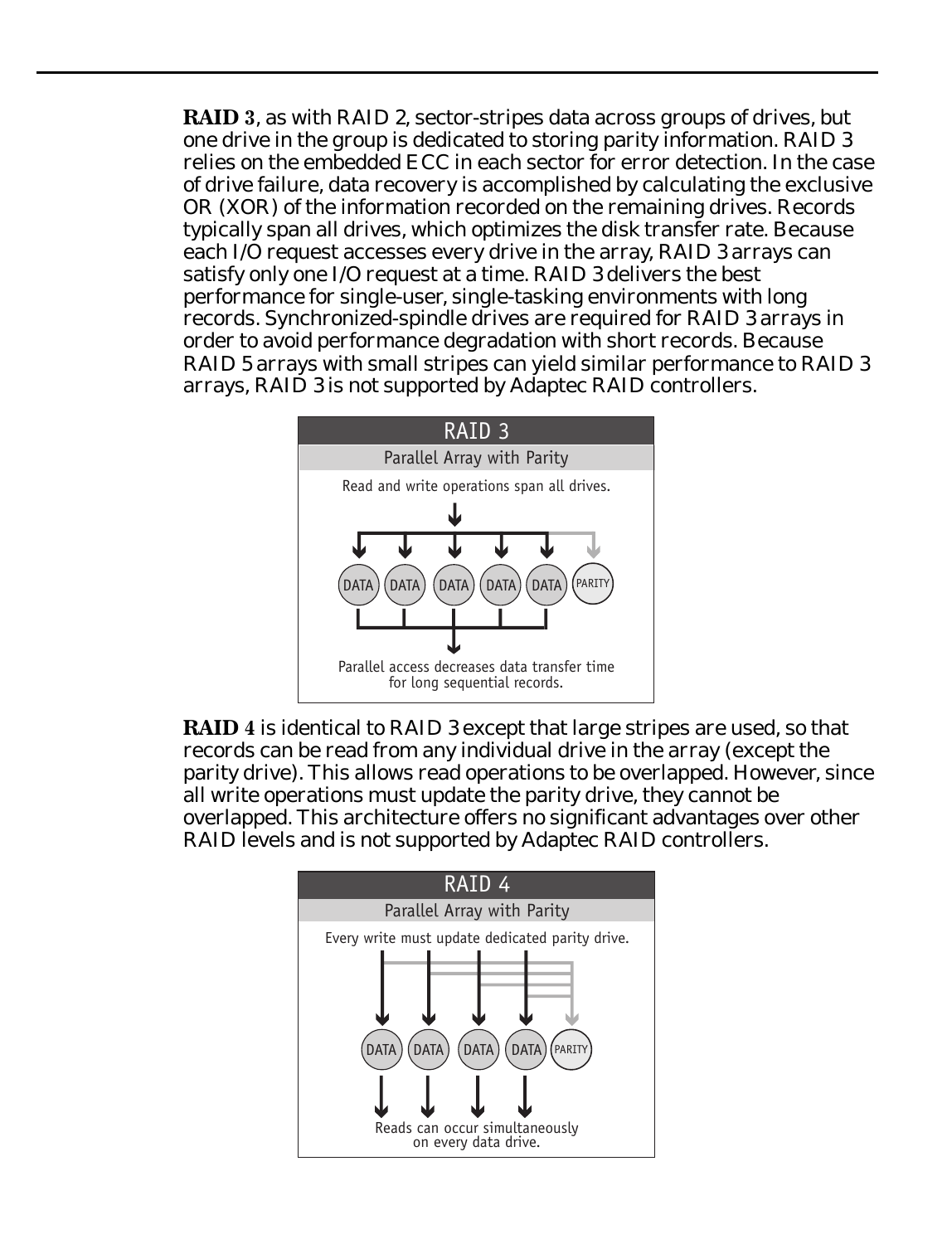**RAID 3**, as with RAID 2, sector-stripes data across groups of drives, but one drive in the group is dedicated to storing parity information. RAID 3 relies on the embedded ECC in each sector for error detection. In the case of drive failure, data recovery is accomplished by calculating the exclusive OR (XOR) of the information recorded on the remaining drives. Records typically span all drives, which optimizes the disk transfer rate. Because each I/O request accesses every drive in the array, RAID 3 arrays can satisfy only one I/O request at a time. RAID 3 delivers the best performance for single-user, single-tasking environments with long records. Synchronized-spindle drives are required for RAID 3 arrays in order to avoid performance degradation with short records. Because RAID 5 arrays with small stripes can yield similar performance to RAID 3 arrays, RAID 3 is not supported by Adaptec RAID controllers.

RAID 3

Parallel Array with Parity

Read and write operations span all drives.

DATA DATA DATA DATA DATA PARITY

Parallel access decreases data transfer time for long sequential records.

**RAID 4** is identical to RAID 3 except that large stripes are used, so that records can be read from any individual drive in the array (except the parity drive). This allows read operations to be overlapped. However, since all write operations must update the parity drive, they cannot be overlapped. This architecture offers no significant advantages over other RAID levels and is not supported by Adaptec RAID controllers.

RAID 4

Parallel Array with Parity

Every write must update dedicated parity drive.

DATA DATA DATA DATA PARITY

Reads can occur simultaneously on every data drive.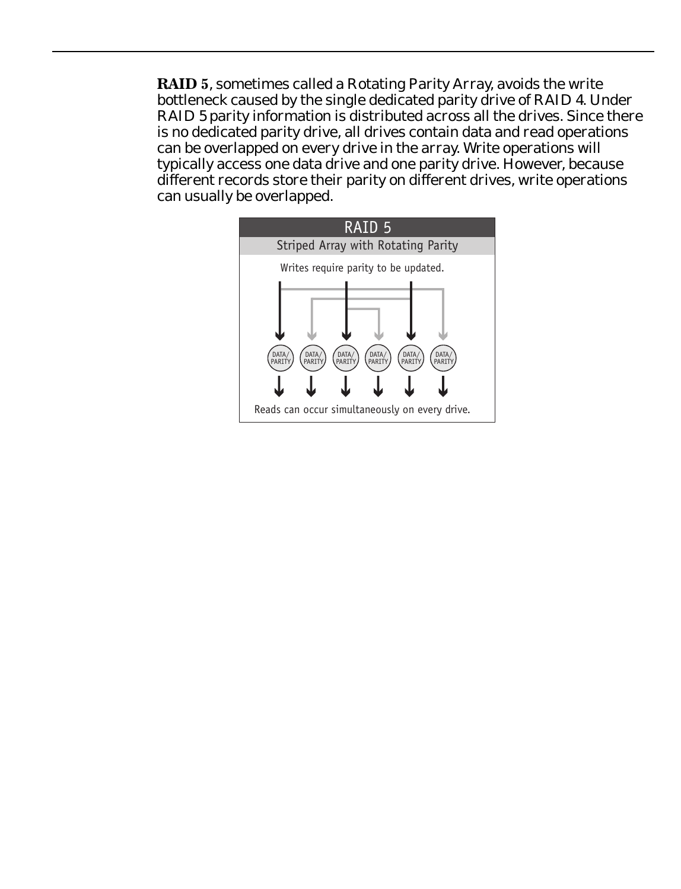**RAID 5**, sometimes called a Rotating Parity Array, avoids the write bottleneck caused by the single dedicated parity drive of RAID 4. Under RAID 5 parity information is distributed across all the drives. Since there is no dedicated parity drive, all drives contain data and read operations can be overlapped on every drive in the array. Write operations will typically access one data drive and one parity drive. However, because different records store their parity on different drives, write operations can usually be overlapped.

RAID 5

Striped Array with Rotating Parity

Writes require parity to be updated.

DATA/PARITY DATA/PARITY DATA/PARITY DATA/PARITY DATA/PARITY DATA/PARITY

Reads can occur simultaneously on every drive.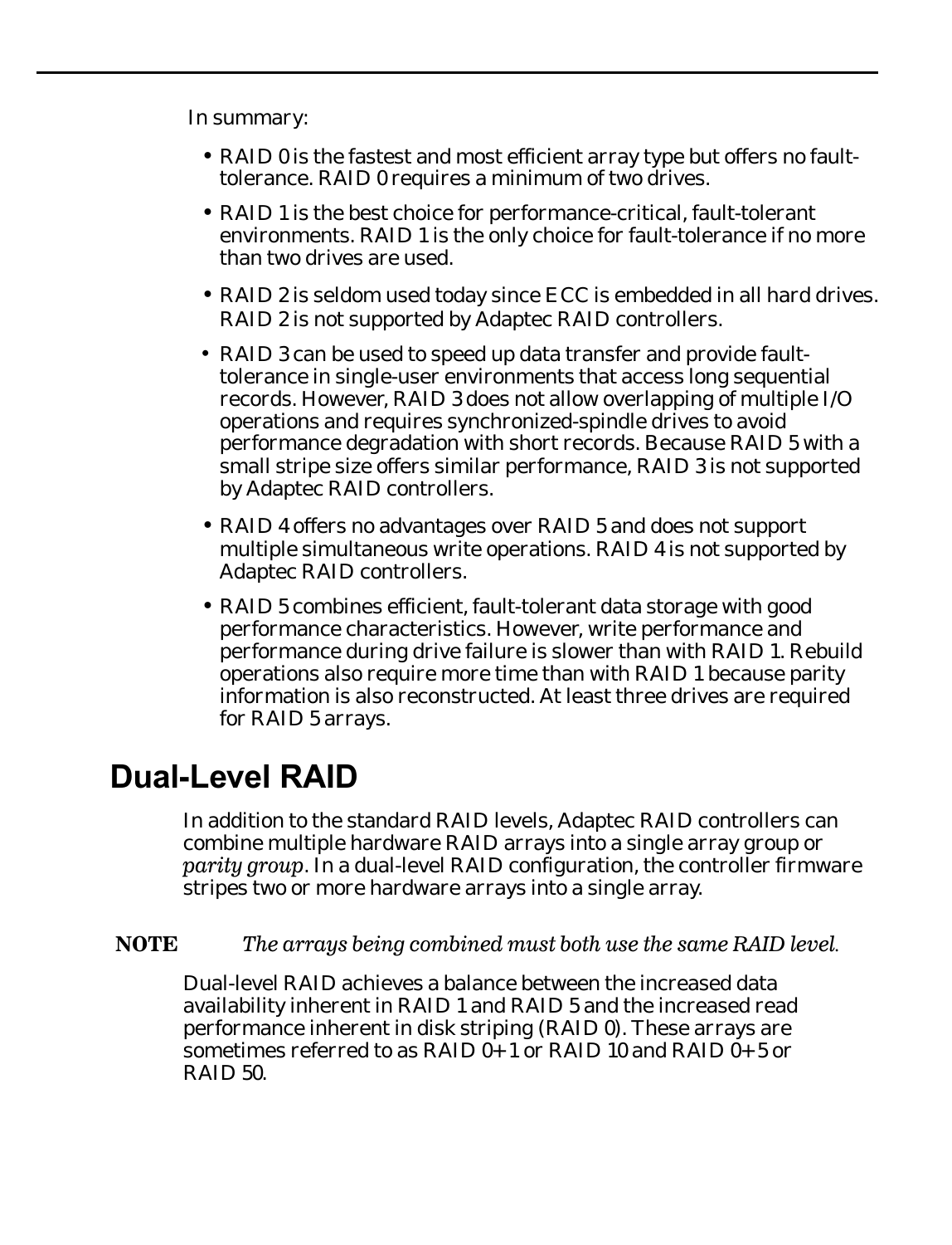In summary:

- RAID 0 is the fastest and most efficient array type but offers no fault-tolerance. RAID 0 requires a minimum of two drives.
- RAID 1 is the best choice for performance-critical, fault-tolerant environments. RAID 1 is the only choice for fault-tolerance if no more than two drives are used.
- RAID 2 is seldom used today since ECC is embedded in all hard drives. RAID 2 is not supported by Adaptec RAID controllers.
- RAID 3 can be used to speed up data transfer and provide fault-tolerance in single-user environments that access long sequential records. However, RAID 3 does not allow overlapping of multiple I/O operations and requires synchronized-spindle drives to avoid performance degradation with short records. Because RAID 5 with a small stripe size offers similar performance, RAID 3 is not supported by Adaptec RAID controllers.
- RAID 4 offers no advantages over RAID 5 and does not support multiple simultaneous write operations. RAID 4 is not supported by Adaptec RAID controllers.
- RAID 5 combines efficient, fault-tolerant data storage with good performance characteristics. However, write performance and performance during drive failure is slower than with RAID 1. Rebuild operations also require more time than with RAID 1 because parity information is also reconstructed. At least three drives are required for RAID 5 arrays.

## Dual-Level RAID

In addition to the standard RAID levels, Adaptec RAID controllers can combine multiple hardware RAID arrays into a single array group or *parity group*. In a dual-level RAID configuration, the controller firmware stripes two or more hardware arrays into a single array.

**NOTE** *The arrays being combined must both use the same RAID level.*

Dual-level RAID achieves a balance between the increased data availability inherent in RAID 1 and RAID 5 and the increased read performance inherent in disk striping (RAID 0). These arrays are sometimes referred to as RAID 0+1 or RAID 10 and RAID 0+5 or RAID 50.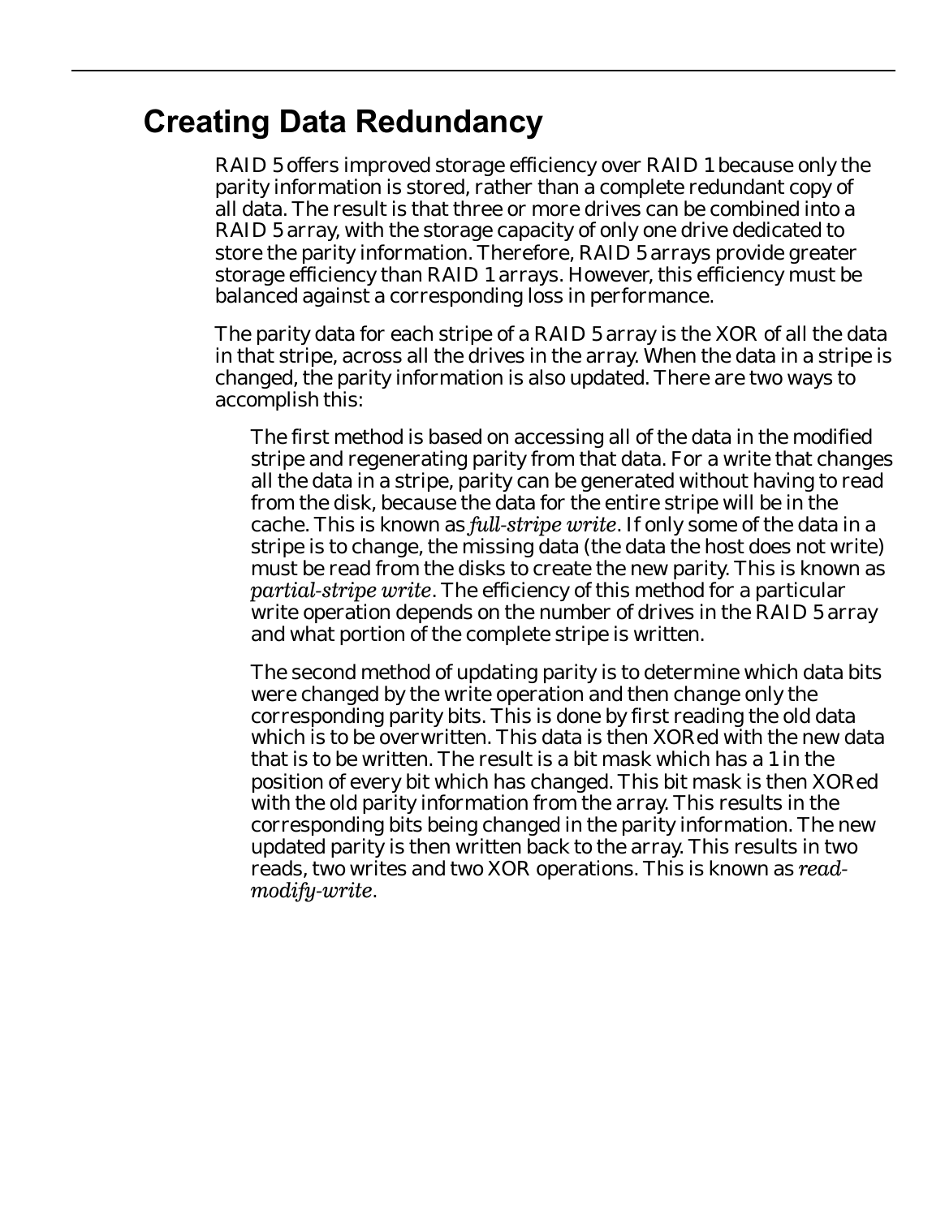## Creating Data Redundancy

RAID 5 offers improved storage efficiency over RAID 1 because only the parity information is stored, rather than a complete redundant copy of all data. The result is that three or more drives can be combined into a RAID 5 array, with the storage capacity of only one drive dedicated to store the parity information. Therefore, RAID 5 arrays provide greater storage efficiency than RAID 1 arrays. However, this efficiency must be balanced against a corresponding loss in performance.

The parity data for each stripe of a RAID 5 array is the XOR of all the data in that stripe, across all the drives in the array. When the data in a stripe is changed, the parity information is also updated. There are two ways to accomplish this:

The first method is based on accessing all of the data in the modified stripe and regenerating parity from that data. For a write that changes all the data in a stripe, parity can be generated without having to read from the disk, because the data for the entire stripe will be in the cache. This is known as *full-stripe write*. If only some of the data in a stripe is to change, the missing data (the data the host does not write) must be read from the disks to create the new parity. This is known as *partial-stripe write*. The efficiency of this method for a particular write operation depends on the number of drives in the RAID 5 array and what portion of the complete stripe is written.

The second method of updating parity is to determine which data bits were changed by the write operation and then change only the corresponding parity bits. This is done by first reading the old data which is to be overwritten. This data is then XORed with the new data that is to be written. The result is a bit mask which has a 1 in the position of every bit which has changed. This bit mask is then XORed with the old parity information from the array. This results in the corresponding bits being changed in the parity information. The new updated parity is then written back to the array. This results in two reads, two writes and two XOR operations. This is known as *read-modify-write*.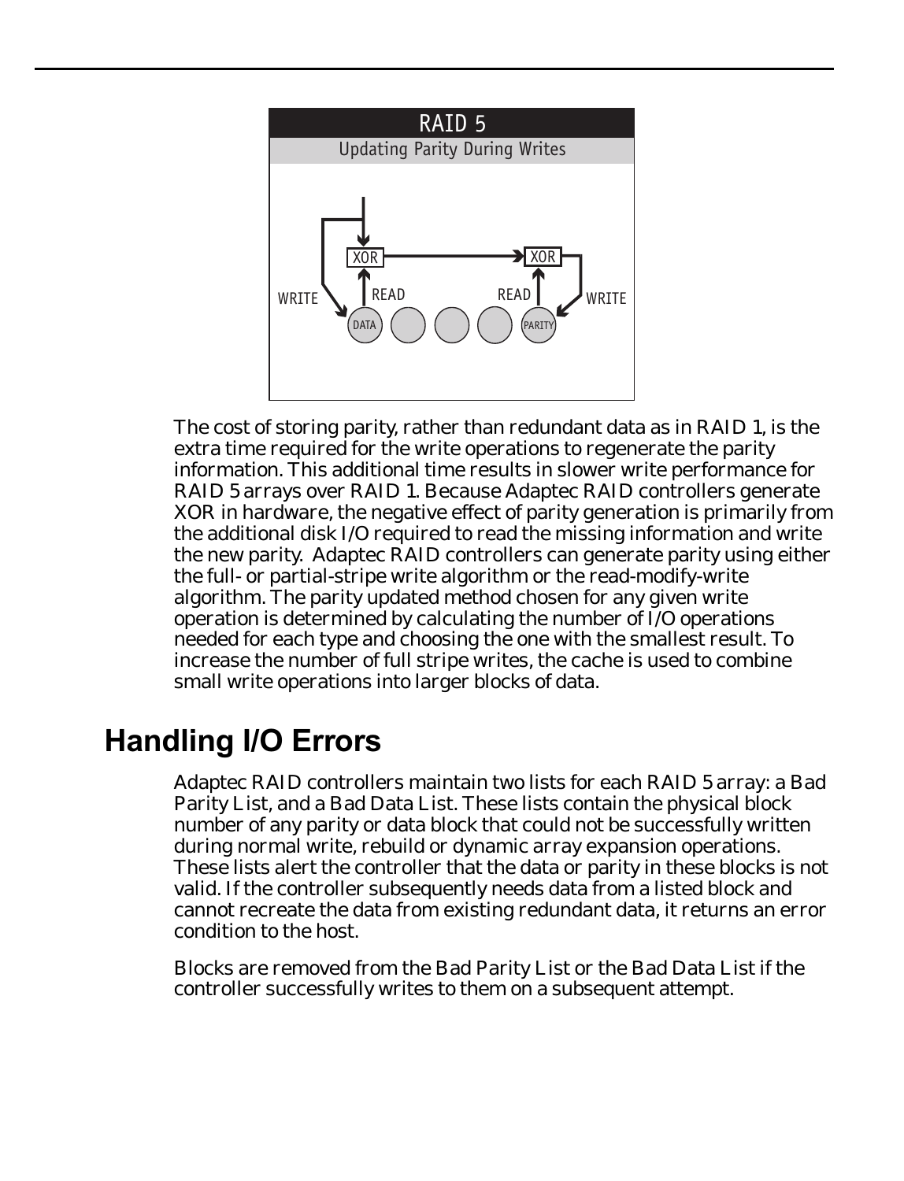RAID 5

Updating Parity During Writes

The cost of storing parity, rather than redundant data as in RAID 1, is the extra time required for the write operations to regenerate the parity information. This additional time results in slower write performance for RAID 5 arrays over RAID 1. Because Adaptec RAID controllers generate XOR in hardware, the negative effect of parity generation is primarily from the additional disk I/O required to read the missing information and write the new parity. Adaptec RAID controllers can generate parity using either the full- or partial-stripe write algorithm or the read-modify-write algorithm. The parity updated method chosen for any given write operation is determined by calculating the number of I/O operations needed for each type and choosing the one with the smallest result. To increase the number of full stripe writes, the cache is used to combine small write operations into larger blocks of data.

## Handling I/O Errors

Adaptec RAID controllers maintain two lists for each RAID 5 array: a Bad Parity List, and a Bad Data List. These lists contain the physical block number of any parity or data block that could not be successfully written during normal write, rebuild or dynamic array expansion operations. These lists alert the controller that the data or parity in these blocks is not valid. If the controller subsequently needs data from a listed block and cannot recreate the data from existing redundant data, it returns an error condition to the host.

Blocks are removed from the Bad Parity List or the Bad Data List if the controller successfully writes to them on a subsequent attempt.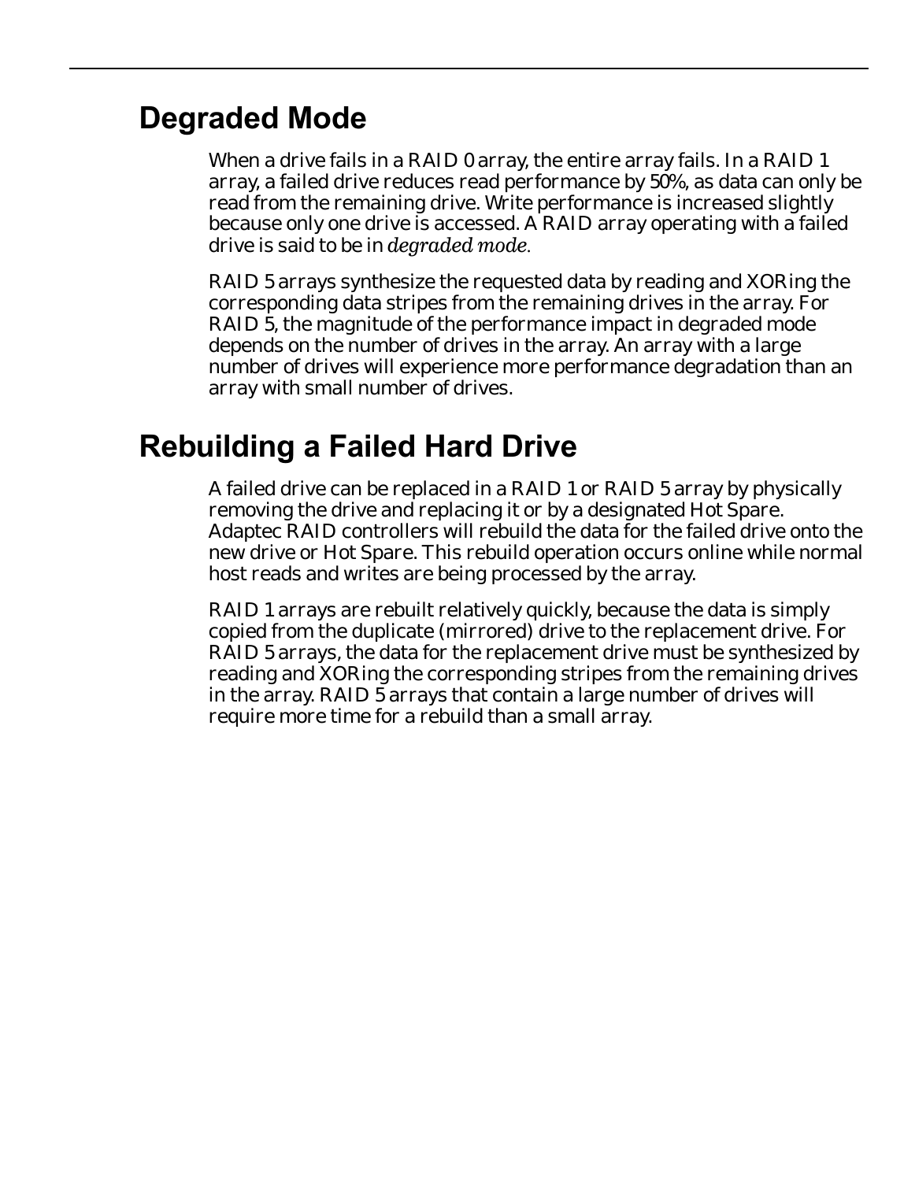## Degraded Mode

When a drive fails in a RAID 0 array, the entire array fails. In a RAID 1 array, a failed drive reduces read performance by 50%, as data can only be read from the remaining drive. Write performance is increased slightly because only one drive is accessed. A RAID array operating with a failed drive is said to be in *degraded mode*.

RAID 5 arrays synthesize the requested data by reading and XORing the corresponding data stripes from the remaining drives in the array. For RAID 5, the magnitude of the performance impact in degraded mode depends on the number of drives in the array. An array with a large number of drives will experience more performance degradation than an array with small number of drives.

## Rebuilding a Failed Hard Drive

A failed drive can be replaced in a RAID 1 or RAID 5 array by physically removing the drive and replacing it or by a designated Hot Spare. Adaptec RAID controllers will rebuild the data for the failed drive onto the new drive or Hot Spare. This rebuild operation occurs online while normal host reads and writes are being processed by the array.

RAID 1 arrays are rebuilt relatively quickly, because the data is simply copied from the duplicate (mirrored) drive to the replacement drive. For RAID 5 arrays, the data for the replacement drive must be synthesized by reading and XORing the corresponding stripes from the remaining drives in the array. RAID 5 arrays that contain a large number of drives will require more time for a rebuild than a small array.